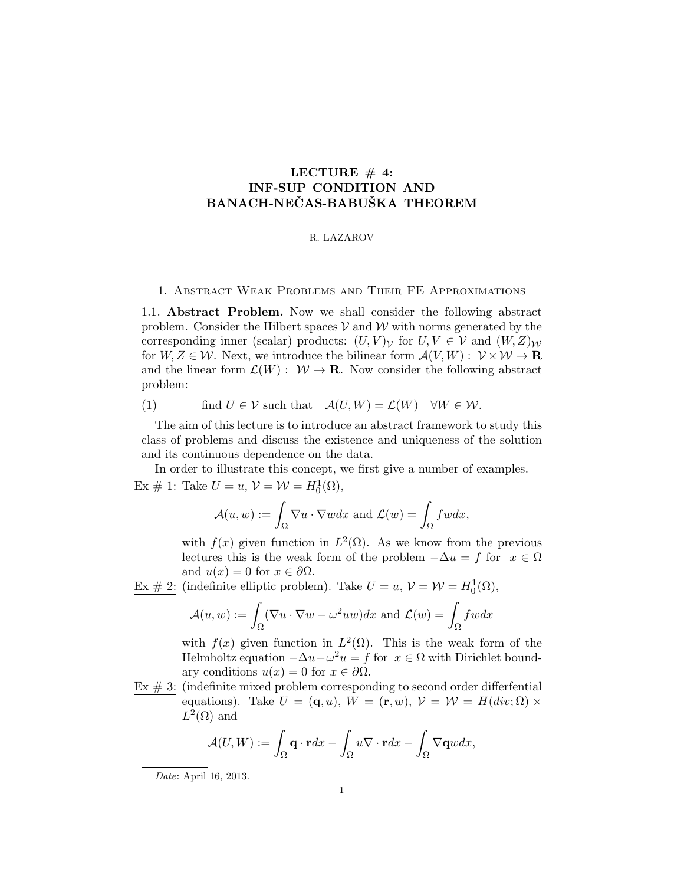# LECTURE # 4: INF-SUP CONDITION AND BANACH-NEČAS-BABUŠKA THEOREM

R. LAZAROV

## 1. Abstract Weak Problems and Their FE Approximations

**1.1. Abstract Problem.** Now we shall consider the following abstract problem. Consider the Hilbert spaces $\mathcal{V}$ and $\mathcal{W}$ with norms generated by the corresponding inner (scalar) products: $(U,V)_{\mathcal{V}}$ for $U, V \in \mathcal{V}$ and $(W,Z)_{\mathcal{W}}$ for $W, Z \in \mathcal{W}$. Next, we introduce the bilinear form $\mathcal{A}(V,W): \mathcal{V} \times \mathcal{W} \to \mathbf{R}$ and the linear form $\mathcal{L}(W): \mathcal{W} \to \mathbf{R}$. Now consider the following abstract problem:

$$\text{find } U \in \mathcal{V} \text{ such that } \quad \mathcal{A}(U,W) = \mathcal{L}(W) \quad \forall W \in \mathcal{W}. \tag{1}$$

The aim of this lecture is to introduce an abstract framework to study this class of problems and discuss the existence and uniqueness of the solution and its continuous dependence on the data.

In order to illustrate this concept, we first give a number of examples.

Ex # 1: Take $U = u$, $\mathcal{V} = \mathcal{W} = H_0^1(\Omega)$,

$$\mathcal{A}(u,w) := \int_\Omega \nabla u \cdot \nabla w dx \text{ and } \mathcal{L}(w) = \int_\Omega f w dx,$$

with $f(x)$ given function in $L^2(\Omega)$. As we know from the previous lectures this is the weak form of the problem $-\Delta u = f$ for $x \in \Omega$ and $u(x) = 0$ for $x \in \partial\Omega$.

Ex # 2: (indefinite elliptic problem). Take $U = u$, $\mathcal{V} = \mathcal{W} = H_0^1(\Omega)$,

$$\mathcal{A}(u,w) := \int_\Omega (\nabla u \cdot \nabla w - \omega^2 u w) dx \text{ and } \mathcal{L}(w) = \int_\Omega f w dx$$

with $f(x)$ given function in $L^2(\Omega)$. This is the weak form of the Helmholtz equation $-\Delta u - \omega^2 u = f$ for $x \in \Omega$ with Dirichlet boundary conditions $u(x) = 0$ for $x \in \partial\Omega$.

Ex # 3: (indefinite mixed problem corresponding to second order differential equations). Take $U = (\mathbf{q}, u)$, $W = (\mathbf{r}, w)$, $\mathcal{V} = \mathcal{W} = H(div;\Omega) \times L^2(\Omega)$ and

$$\mathcal{A}(U,W) := \int_\Omega \mathbf{q} \cdot \mathbf{r} dx - \int_\Omega u \nabla \cdot \mathbf{r} dx - \int_\Omega \nabla \mathbf{q} w dx,$$

---

*Date*: April 16, 2013.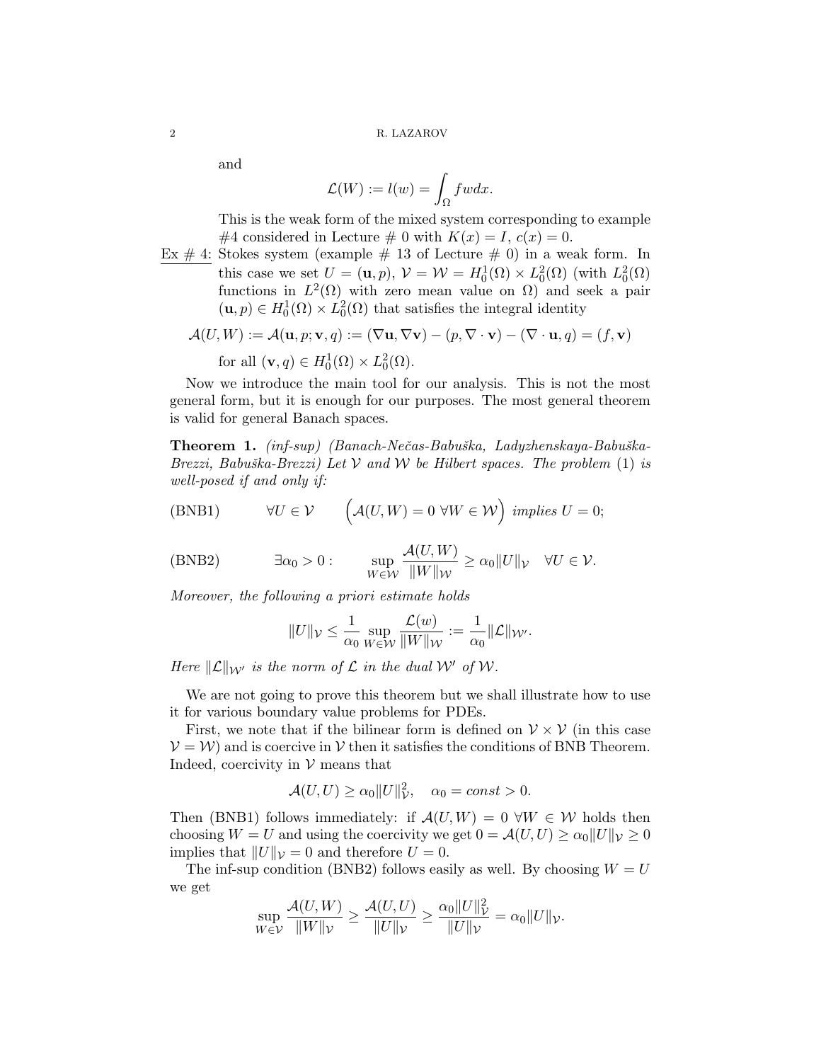and

$$\mathcal{L}(W) := l(w) = \int_\Omega f w dx.$$

This is the weak form of the mixed system corresponding to example #4 considered in Lecture # 0 with $K(x) = I$, $c(x) = 0$.

Ex # 4: Stokes system (example # 13 of Lecture # 0) in a weak form. In this case we set $U = (\mathbf{u}, p)$, $\mathcal{V} = \mathcal{W} = H_0^1(\Omega) \times L_0^2(\Omega)$ (with $L_0^2(\Omega)$ functions in $L^2(\Omega)$ with zero mean value on $\Omega$) and seek a pair $(\mathbf{u}, p) \in H_0^1(\Omega) \times L_0^2(\Omega)$ that satisfies the integral identity

$$\mathcal{A}(U, W) := \mathcal{A}(\mathbf{u}, p; \mathbf{v}, q) := (\nabla \mathbf{u}, \nabla \mathbf{v}) - (p, \nabla \cdot \mathbf{v}) - (\nabla \cdot \mathbf{u}, q) = (f, \mathbf{v})$$

for all $(\mathbf{v}, q) \in H_0^1(\Omega) \times L_0^2(\Omega)$.

Now we introduce the main tool for our analysis. This is not the most general form, but it is enough for our purposes. The most general theorem is valid for general Banach spaces.

**Theorem 1.** *(inf-sup) (Banach-Nečas-Babuška, Ladyzhenskaya-Babuška-Brezzi, Babuška-Brezzi) Let $\mathcal{V}$ and $\mathcal{W}$ be Hilbert spaces. The problem (1) is well-posed if and only if:*

$$\text{(BNB1)} \qquad \forall U \in \mathcal{V} \qquad \Big( \mathcal{A}(U, W) = 0 \ \forall W \in \mathcal{W} \Big) \text{ implies } U = 0;$$

$$\text{(BNB2)} \qquad \exists \alpha_0 > 0 : \qquad \sup_{W \in \mathcal{W}} \frac{\mathcal{A}(U, W)}{\|W\|_\mathcal{W}} \geq \alpha_0 \|U\|_\mathcal{V} \quad \forall U \in \mathcal{V}.$$

*Moreover, the following a priori estimate holds*

$$\|U\|_\mathcal{V} \leq \frac{1}{\alpha_0} \sup_{W \in \mathcal{W}} \frac{\mathcal{L}(w)}{\|W\|_\mathcal{W}} := \frac{1}{\alpha_0} \|\mathcal{L}\|_{\mathcal{W}'}.$$

*Here $\|\mathcal{L}\|_{\mathcal{W}'}$ is the norm of $\mathcal{L}$ in the dual $\mathcal{W}'$ of $\mathcal{W}$.*

We are not going to prove this theorem but we shall illustrate how to use it for various boundary value problems for PDEs.

First, we note that if the bilinear form is defined on $\mathcal{V} \times \mathcal{V}$ (in this case $\mathcal{V} = \mathcal{W}$) and is coercive in $\mathcal{V}$ then it satisfies the conditions of BNB Theorem. Indeed, coercivity in $\mathcal{V}$ means that

$$\mathcal{A}(U, U) \geq \alpha_0 \|U\|_\mathcal{V}^2, \quad \alpha_0 = const > 0.$$

Then (BNB1) follows immediately: if $\mathcal{A}(U, W) = 0 \ \forall W \in \mathcal{W}$ holds then choosing $W = U$ and using the coercivity we get $0 = \mathcal{A}(U, U) \geq \alpha_0 \|U\|_\mathcal{V} \geq 0$ implies that $\|U\|_\mathcal{V} = 0$ and therefore $U = 0$.

The inf-sup condition (BNB2) follows easily as well. By choosing $W = U$ we get

$$\sup_{W \in \mathcal{V}} \frac{\mathcal{A}(U, W)}{\|W\|_\mathcal{V}} \geq \frac{\mathcal{A}(U, U)}{\|U\|_\mathcal{V}} \geq \frac{\alpha_0 \|U\|_\mathcal{V}^2}{\|U\|_\mathcal{V}} = \alpha_0 \|U\|_\mathcal{V}.$$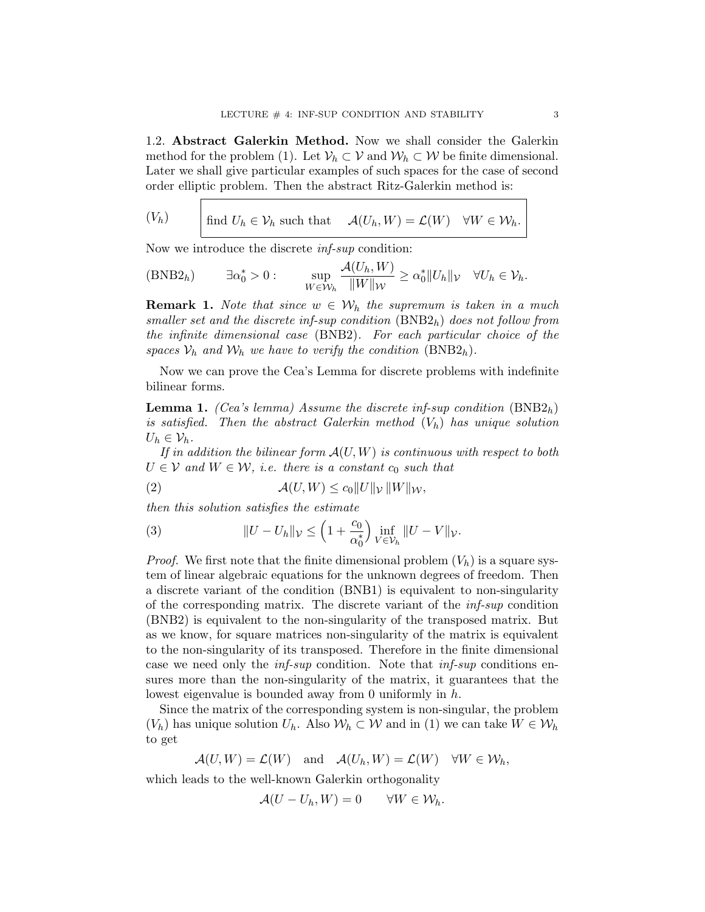1.2. **Abstract Galerkin Method.** Now we shall consider the Galerkin method for the problem (1). Let $\mathcal{V}_h \subset \mathcal{V}$ and $\mathcal{W}_h \subset \mathcal{W}$ be finite dimensional. Later we shall give particular examples of such spaces for the case of second order elliptic problem. Then the abstract Ritz-Galerkin method is:

$$(V_h) \qquad \boxed{\text{find } U_h \in \mathcal{V}_h \text{ such that} \quad \mathcal{A}(U_h, W) = \mathcal{L}(W) \quad \forall W \in \mathcal{W}_h.}$$

Now we introduce the discrete *inf-sup* condition:

$$(\text{BNB2}_h) \qquad \exists \alpha_0^* > 0 : \qquad \sup_{W \in \mathcal{W}_h} \frac{\mathcal{A}(U_h, W)}{\|W\|_{\mathcal{W}}} \geq \alpha_0^* \|U_h\|_{\mathcal{V}} \quad \forall U_h \in \mathcal{V}_h.$$

**Remark 1.** *Note that since $w \in \mathcal{W}_h$ the supremum is taken in a much smaller set and the discrete inf-sup condition* $(\text{BNB2}_h)$ *does not follow from the infinite dimensional case* (BNB2). *For each particular choice of the spaces $\mathcal{V}_h$ and $\mathcal{W}_h$ we have to verify the condition* $(\text{BNB2}_h)$.

Now we can prove the Cea's Lemma for discrete problems with indefinite bilinear forms.

**Lemma 1.** *(Cea's lemma) Assume the discrete inf-sup condition* $(\text{BNB2}_h)$ *is satisfied. Then the abstract Galerkin method* $(V_h)$ *has unique solution* $U_h \in \mathcal{V}_h$.

*If in addition the bilinear form $\mathcal{A}(U, W)$ is continuous with respect to both $U \in \mathcal{V}$ and $W \in \mathcal{W}$, i.e. there is a constant $c_0$ such that*

$$\mathcal{A}(U, W) \leq c_0 \|U\|_{\mathcal{V}} \|W\|_{\mathcal{W}}, \tag{2}$$

*then this solution satisfies the estimate*

$$\|U - U_h\|_{\mathcal{V}} \leq \left(1 + \frac{c_0}{\alpha_0^*}\right) \inf_{V \in \mathcal{V}_h} \|U - V\|_{\mathcal{V}}. \tag{3}$$

*Proof.* We first note that the finite dimensional problem $(V_h)$ is a square system of linear algebraic equations for the unknown degrees of freedom. Then a discrete variant of the condition (BNB1) is equivalent to non-singularity of the corresponding matrix. The discrete variant of the *inf-sup* condition (BNB2) is equivalent to the non-singularity of the transposed matrix. But as we know, for square matrices non-singularity of the matrix is equivalent to the non-singularity of its transposed. Therefore in the finite dimensional case we need only the *inf-sup* condition. Note that *inf-sup* conditions ensures more than the non-singularity of the matrix, it guarantees that the lowest eigenvalue is bounded away from 0 uniformly in $h$.

Since the matrix of the corresponding system is non-singular, the problem $(V_h)$ has unique solution $U_h$. Also $\mathcal{W}_h \subset \mathcal{W}$ and in (1) we can take $W \in \mathcal{W}_h$ to get

$$\mathcal{A}(U, W) = \mathcal{L}(W) \quad \text{and} \quad \mathcal{A}(U_h, W) = \mathcal{L}(W) \quad \forall W \in \mathcal{W}_h,$$

which leads to the well-known Galerkin orthogonality

$$\mathcal{A}(U - U_h, W) = 0 \qquad \forall W \in \mathcal{W}_h.$$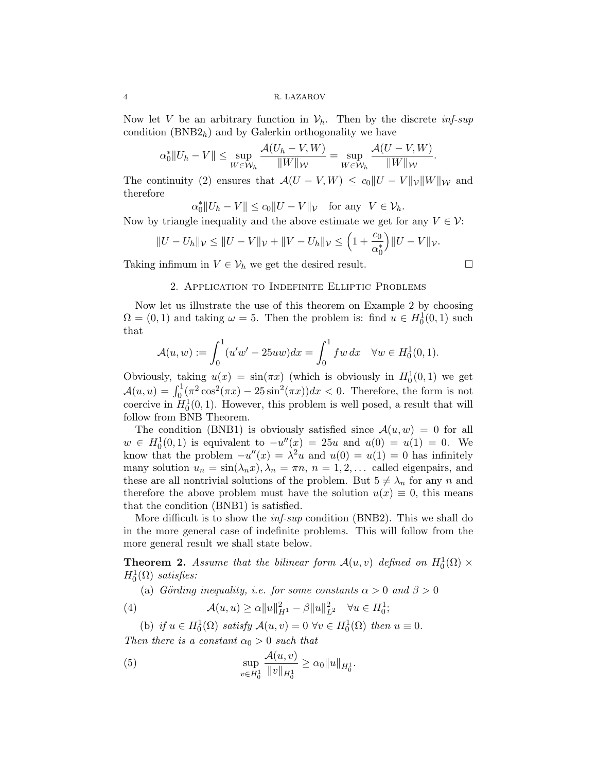Now let $V$ be an arbitrary function in $\mathcal{V}_h$. Then by the discrete *inf-sup* condition (BNB2$_h$) and by Galerkin orthogonality we have

$$\alpha_0^* \|U_h - V\| \leq \sup_{W \in \mathcal{W}_h} \frac{\mathcal{A}(U_h - V, W)}{\|W\|_{\mathcal{W}}} = \sup_{W \in \mathcal{W}_h} \frac{\mathcal{A}(U - V, W)}{\|W\|_{\mathcal{W}}}.$$

The continuity (2) ensures that $\mathcal{A}(U - V, W) \leq c_0 \|U - V\|_{\mathcal{V}} \|W\|_{\mathcal{W}}$ and therefore

$$\alpha_0^* \|U_h - V\| \leq c_0 \|U - V\|_{\mathcal{V}} \quad \text{for any } \ V \in \mathcal{V}_h.$$

Now by triangle inequality and the above estimate we get for any $V \in \mathcal{V}$:

$$\|U - U_h\|_{\mathcal{V}} \leq \|U - V\|_{\mathcal{V}} + \|V - U_h\|_{\mathcal{V}} \leq \Big(1 + \frac{c_0}{\alpha_0^*}\Big) \|U - V\|_{\mathcal{V}}.$$

Taking infimum in $V \in \mathcal{V}_h$ we get the desired result. $\square$

## 2. Application to Indefinite Elliptic Problems

Now let us illustrate the use of this theorem on Example 2 by choosing $\Omega = (0, 1)$ and taking $\omega = 5$. Then the problem is: find $u \in H_0^1(0,1)$ such that

$$\mathcal{A}(u, w) := \int_0^1 (u'w' - 25uw) dx = \int_0^1 fw \, dx \quad \forall w \in H_0^1(0,1).$$

Obviously, taking $u(x) = \sin(\pi x)$ (which is obviously in $H_0^1(0,1)$ we get $\mathcal{A}(u,u) = \int_0^1 (\pi^2 \cos^2(\pi x) - 25 \sin^2(\pi x)) dx < 0$. Therefore, the form is not coercive in $H_0^1(0,1)$. However, this problem is well posed, a result that will follow from BNB Theorem.

The condition (BNB1) is obviously satisfied since $\mathcal{A}(u, w) = 0$ for all $w \in H_0^1(0,1)$ is equivalent to $-u''(x) = 25u$ and $u(0) = u(1) = 0$. We know that the problem $-u''(x) = \lambda^2 u$ and $u(0) = u(1) = 0$ has infinitely many solution $u_n = \sin(\lambda_n x), \lambda_n = \pi n, \; n = 1, 2, \dots$ called eigenpairs, and these are all nontrivial solutions of the problem. But $5 \neq \lambda_n$ for any $n$ and therefore the above problem must have the solution $u(x) \equiv 0$, this means that the condition (BNB1) is satisfied.

More difficult is to show the *inf-sup* condition (BNB2). This we shall do in the more general case of indefinite problems. This will follow from the more general result we shall state below.

**Theorem 2.** *Assume that the bilinear form $\mathcal{A}(u, v)$ defined on $H_0^1(\Omega) \times H_0^1(\Omega)$ satisfies:*

(a) *Görding inequality, i.e. for some constants $\alpha > 0$ and $\beta > 0$*

$$\mathcal{A}(u, u) \geq \alpha \|u\|_{H^1}^2 - \beta \|u\|_{L^2}^2 \quad \forall u \in H_0^1; \tag{4}$$

(b) *if $u \in H_0^1(\Omega)$ satisfy $\mathcal{A}(u, v) = 0 \; \forall v \in H_0^1(\Omega)$ then $u \equiv 0$.*

*Then there is a constant $\alpha_0 > 0$ such that*

$$\sup_{v \in H_0^1} \frac{\mathcal{A}(u, v)}{\|v\|_{H_0^1}} \geq \alpha_0 \|u\|_{H_0^1}. \tag{5}$$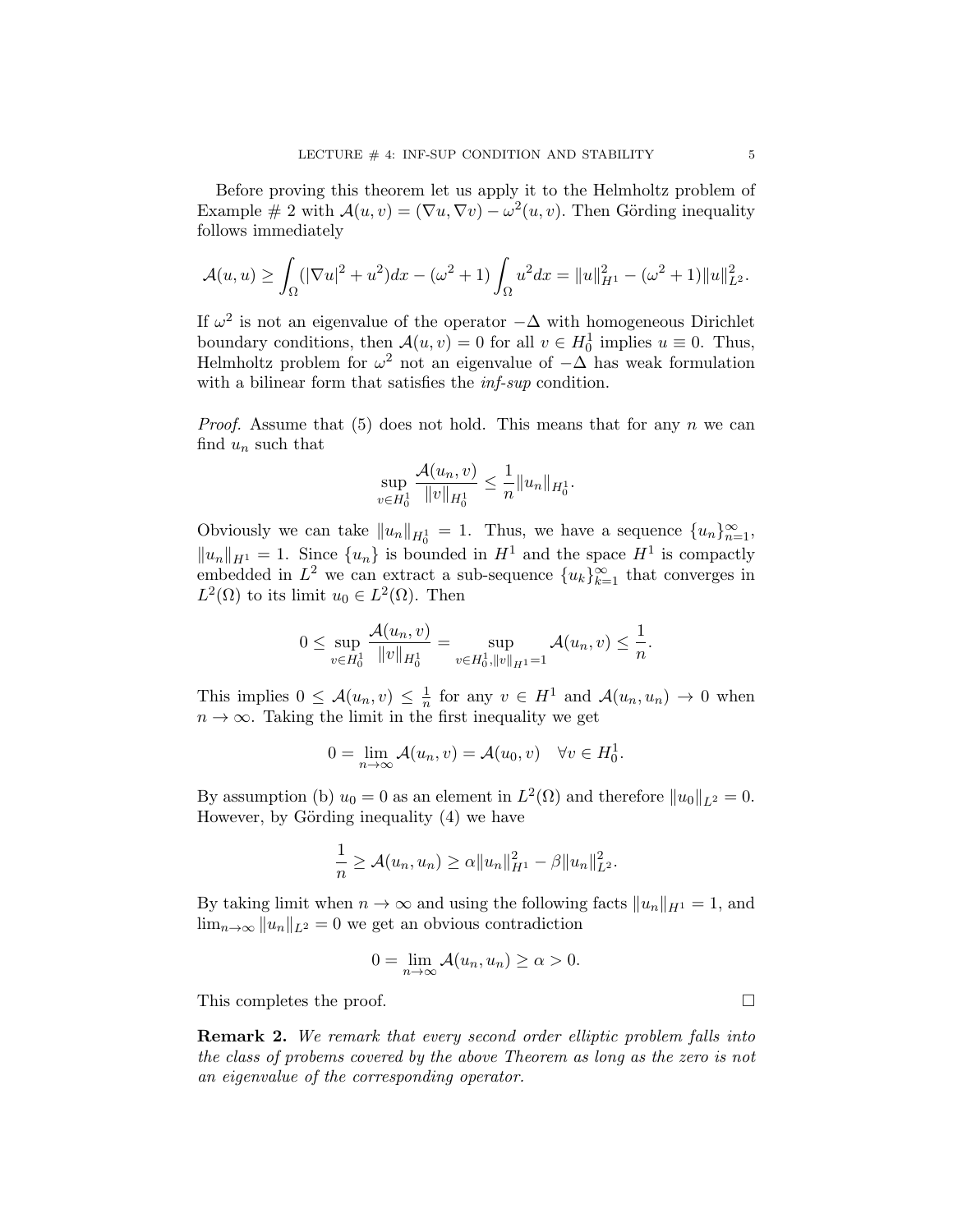Before proving this theorem let us apply it to the Helmholtz problem of Example # 2 with $\mathcal{A}(u,v) = (\nabla u, \nabla v) - \omega^2(u,v)$. Then Görding inequality follows immediately

$$\mathcal{A}(u,u) \geq \int_\Omega (|\nabla u|^2 + u^2)dx - (\omega^2+1)\int_\Omega u^2 dx = \|u\|^2_{H^1} - (\omega^2+1)\|u\|^2_{L^2}.$$

If $\omega^2$ is not an eigenvalue of the operator $-\Delta$ with homogeneous Dirichlet boundary conditions, then $\mathcal{A}(u,v) = 0$ for all $v \in H^1_0$ implies $u \equiv 0$. Thus, Helmholtz problem for $\omega^2$ not an eigenvalue of $-\Delta$ has weak formulation with a bilinear form that satisfies the *inf-sup* condition.

*Proof.* Assume that (5) does not hold. This means that for any $n$ we can find $u_n$ such that

$$\sup_{v \in H^1_0} \frac{\mathcal{A}(u_n, v)}{\|v\|_{H^1_0}} \leq \frac{1}{n}\|u_n\|_{H^1_0}.$$

Obviously we can take $\|u_n\|_{H^1_0} = 1$. Thus, we have a sequence $\{u_n\}_{n=1}^\infty$, $\|u_n\|_{H^1} = 1$. Since $\{u_n\}$ is bounded in $H^1$ and the space $H^1$ is compactly embedded in $L^2$ we can extract a sub-sequence $\{u_k\}_{k=1}^\infty$ that converges in $L^2(\Omega)$ to its limit $u_0 \in L^2(\Omega)$. Then

$$0 \leq \sup_{v \in H^1_0} \frac{\mathcal{A}(u_n, v)}{\|v\|_{H^1_0}} = \sup_{v \in H^1_0, \|v\|_{H^1}=1} \mathcal{A}(u_n, v) \leq \frac{1}{n}.$$

This implies $0 \leq \mathcal{A}(u_n, v) \leq \frac{1}{n}$ for any $v \in H^1$ and $\mathcal{A}(u_n, u_n) \to 0$ when $n \to \infty$. Taking the limit in the first inequality we get

$$0 = \lim_{n \to \infty} \mathcal{A}(u_n, v) = \mathcal{A}(u_0, v) \quad \forall v \in H^1_0.$$

By assumption (b) $u_0 = 0$ as an element in $L^2(\Omega)$ and therefore $\|u_0\|_{L^2} = 0$. However, by Görding inequality (4) we have

$$\frac{1}{n} \geq \mathcal{A}(u_n, u_n) \geq \alpha \|u_n\|^2_{H^1} - \beta \|u_n\|^2_{L^2}.$$

By taking limit when $n \to \infty$ and using the following facts $\|u_n\|_{H^1} = 1$, and $\lim_{n\to\infty} \|u_n\|_{L^2} = 0$ we get an obvious contradiction

$$0 = \lim_{n \to \infty} \mathcal{A}(u_n, u_n) \geq \alpha > 0.$$

This completes the proof. $\square$

**Remark 2.** *We remark that every second order elliptic problem falls into the class of probems covered by the above Theorem as long as the zero is not an eigenvalue of the corresponding operator.*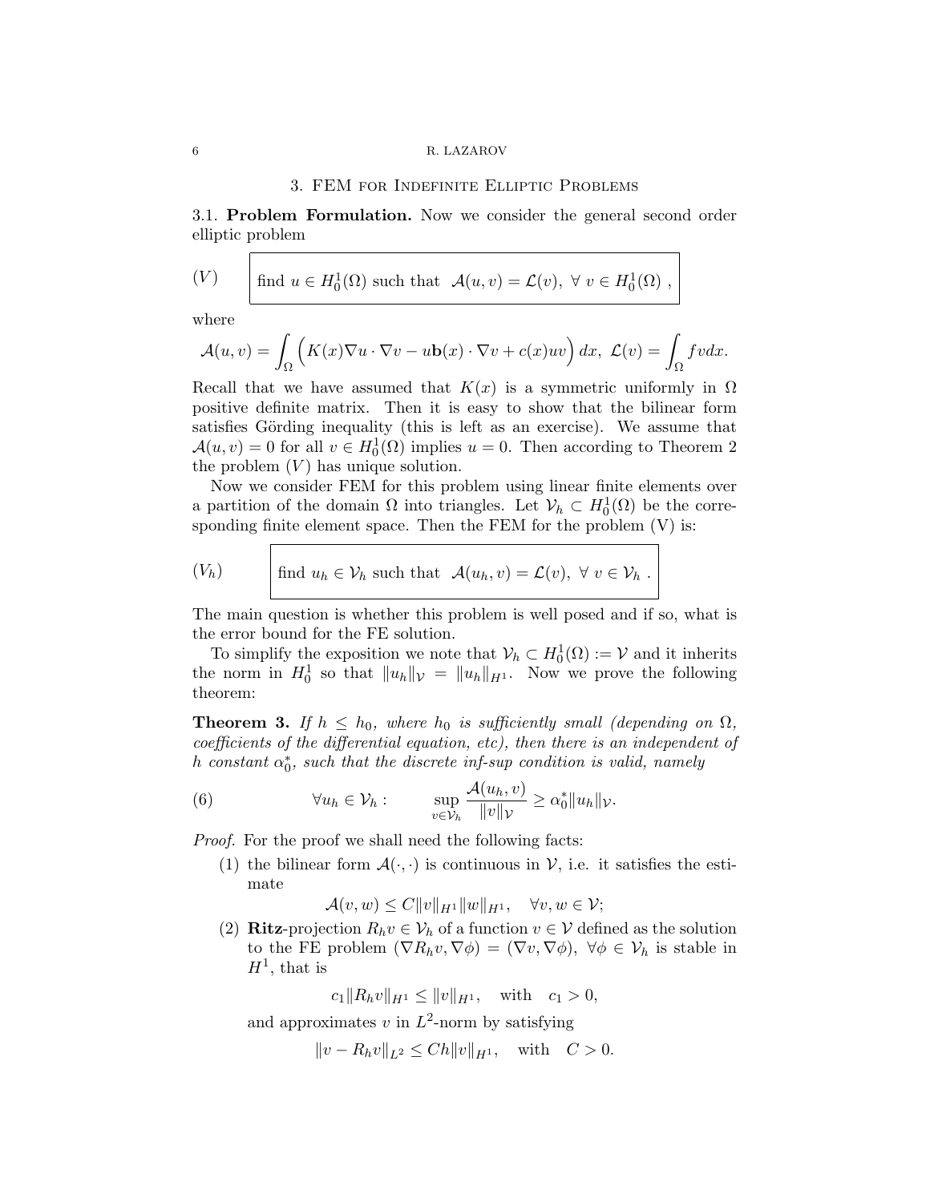## 3. FEM for Indefinite Elliptic Problems

3.1. **Problem Formulation.** Now we consider the general second order elliptic problem

$$
(V) \qquad \boxed{\text{find } u \in H_0^1(\Omega) \text{ such that } \ \mathcal{A}(u,v) = \mathcal{L}(v), \ \forall \ v \in H_0^1(\Omega) \ ,}
$$

where

$$
\mathcal{A}(u,v) = \int_\Omega \Big( K(x) \nabla u \cdot \nabla v - u \mathbf{b}(x) \cdot \nabla v + c(x) u v \Big) \, dx, \ \mathcal{L}(v) = \int_\Omega f v dx.
$$

Recall that we have assumed that $K(x)$ is a symmetric uniformly in $\Omega$ positive definite matrix. Then it is easy to show that the bilinear form satisfies Görding inequality (this is left as an exercise). We assume that $\mathcal{A}(u,v) = 0$ for all $v \in H_0^1(\Omega)$ implies $u = 0$. Then according to Theorem 2 the problem $(V)$ has unique solution.

Now we consider FEM for this problem using linear finite elements over a partition of the domain $\Omega$ into triangles. Let $\mathcal{V}_h \subset H_0^1(\Omega)$ be the corresponding finite element space. Then the FEM for the problem (V) is:

$$
(V_h) \qquad \boxed{\text{find } u_h \in \mathcal{V}_h \text{ such that } \ \mathcal{A}(u_h,v) = \mathcal{L}(v), \ \forall \ v \in \mathcal{V}_h \ .}
$$

The main question is whether this problem is well posed and if so, what is the error bound for the FE solution.

To simplify the exposition we note that $\mathcal{V}_h \subset H_0^1(\Omega) := \mathcal{V}$ and it inherits the norm in $H_0^1$ so that $\|u_h\|_{\mathcal{V}} = \|u_h\|_{H^1}$. Now we prove the following theorem:

**Theorem 3.** *If $h \leq h_0$, where $h_0$ is sufficiently small (depending on $\Omega$, coefficients of the differential equation, etc), then there is an independent of $h$ constant $\alpha_0^*$, such that the discrete inf-sup condition is valid, namely*

$$
(6) \qquad \forall u_h \in \mathcal{V}_h : \qquad \sup_{v \in \mathcal{V}_h} \frac{\mathcal{A}(u_h, v)}{\|v\|_{\mathcal{V}}} \geq \alpha_0^* \|u_h\|_{\mathcal{V}}.
$$

*Proof.* For the proof we shall need the following facts:

(1) the bilinear form $\mathcal{A}(\cdot,\cdot)$ is continuous in $\mathcal{V}$, i.e. it satisfies the estimate

$$
\mathcal{A}(v,w) \leq C \|v\|_{H^1} \|w\|_{H^1}, \quad \forall v, w \in \mathcal{V};
$$

(2) **Ritz**-projection $R_h v \in \mathcal{V}_h$ of a function $v \in \mathcal{V}$ defined as the solution to the FE problem $(\nabla R_h v, \nabla \phi) = (\nabla v, \nabla \phi), \ \forall \phi \in \mathcal{V}_h$ is stable in $H^1$, that is

$$
c_1 \|R_h v\|_{H^1} \leq \|v\|_{H^1}, \quad \text{with} \quad c_1 > 0,
$$

and approximates $v$ in $L^2$-norm by satisfying

$$
\|v - R_h v\|_{L^2} \leq C h \|v\|_{H^1}, \quad \text{with} \quad C > 0.
$$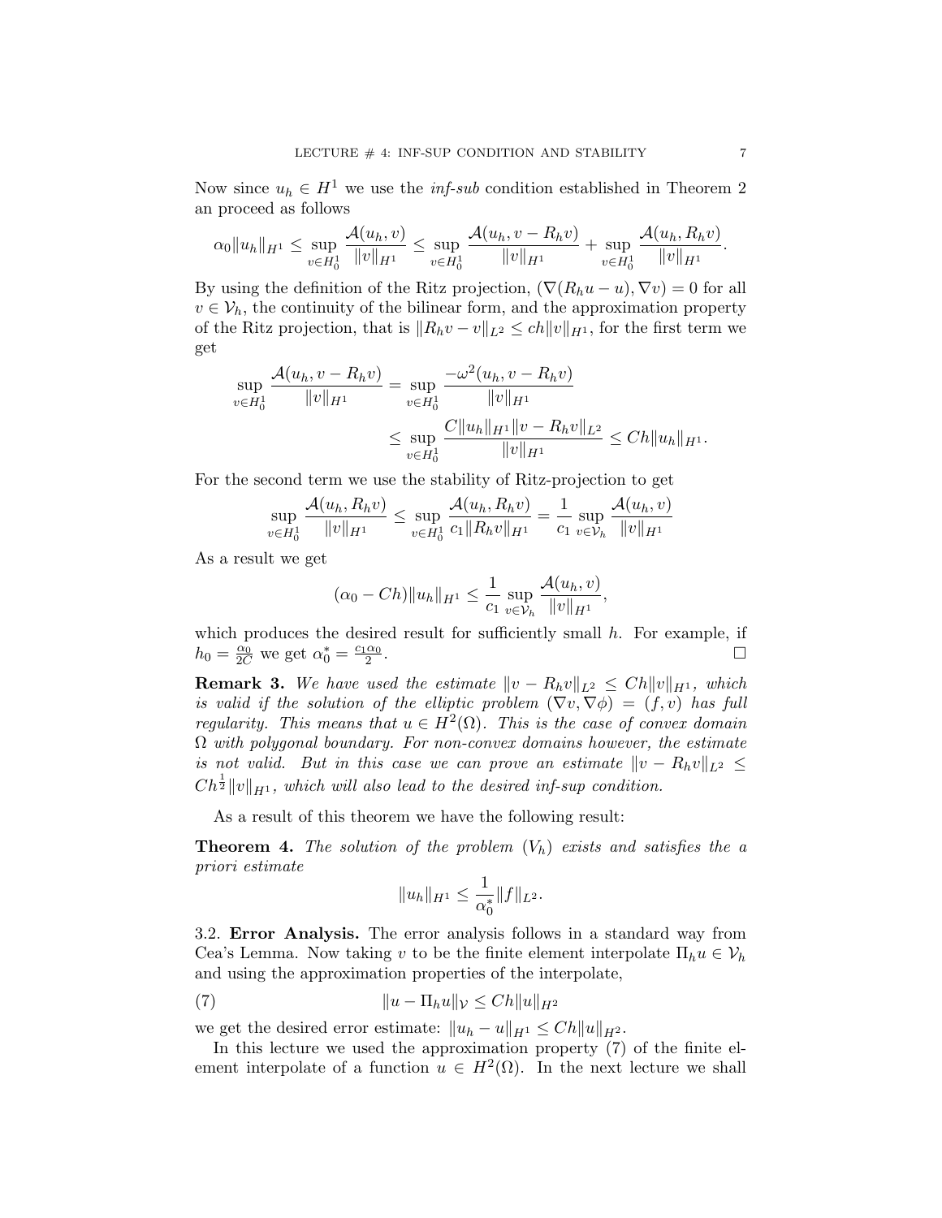Now since $u_h \in H^1$ we use the *inf-sub* condition established in Theorem 2 an proceed as follows

$$\alpha_0 \|u_h\|_{H^1} \leq \sup_{v \in H_0^1} \frac{\mathcal{A}(u_h, v)}{\|v\|_{H^1}} \leq \sup_{v \in H_0^1} \frac{\mathcal{A}(u_h, v - R_h v)}{\|v\|_{H^1}} + \sup_{v \in H_0^1} \frac{\mathcal{A}(u_h, R_h v)}{\|v\|_{H^1}}.$$

By using the definition of the Ritz projection, $(\nabla(R_h u - u), \nabla v) = 0$ for all $v \in \mathcal{V}_h$, the continuity of the bilinear form, and the approximation property of the Ritz projection, that is $\|R_h v - v\|_{L^2} \leq ch\|v\|_{H^1}$, for the first term we get

$$\begin{aligned}
\sup_{v \in H_0^1} \frac{\mathcal{A}(u_h, v - R_h v)}{\|v\|_{H^1}} &= \sup_{v \in H_0^1} \frac{-\omega^2(u_h, v - R_h v)}{\|v\|_{H^1}} \\
&\leq \sup_{v \in H_0^1} \frac{C\|u_h\|_{H^1}\|v - R_h v\|_{L^2}}{\|v\|_{H^1}} \leq Ch\|u_h\|_{H^1}.
\end{aligned}$$

For the second term we use the stability of Ritz-projection to get

$$\sup_{v \in H_0^1} \frac{\mathcal{A}(u_h, R_h v)}{\|v\|_{H^1}} \leq \sup_{v \in H_0^1} \frac{\mathcal{A}(u_h, R_h v)}{c_1\|R_h v\|_{H^1}} = \frac{1}{c_1} \sup_{v \in \mathcal{V}_h} \frac{\mathcal{A}(u_h, v)}{\|v\|_{H^1}}$$

As a result we get

$$(\alpha_0 - Ch)\|u_h\|_{H^1} \leq \frac{1}{c_1} \sup_{v \in \mathcal{V}_h} \frac{\mathcal{A}(u_h, v)}{\|v\|_{H^1}},$$

which produces the desired result for sufficiently small $h$. For example, if $h_0 = \frac{\alpha_0}{2C}$ we get $\alpha_0^* = \frac{c_1 \alpha_0}{2}$. □

**Remark 3.** *We have used the estimate $\|v - R_h v\|_{L^2} \leq Ch\|v\|_{H^1}$, which is valid if the solution of the elliptic problem $(\nabla v, \nabla \phi) = (f, v)$ has full regularity. This means that $u \in H^2(\Omega)$. This is the case of convex domain $\Omega$ with polygonal boundary. For non-convex domains however, the estimate is not valid. But in this case we can prove an estimate $\|v - R_h v\|_{L^2} \leq Ch^{\frac{1}{2}}\|v\|_{H^1}$, which will also lead to the desired inf-sup condition.*

As a result of this theorem we have the following result:

**Theorem 4.** *The solution of the problem $(V_h)$ exists and satisfies the a priori estimate*

$$\|u_h\|_{H^1} \leq \frac{1}{\alpha_0^*}\|f\|_{L^2}.$$

3.2. **Error Analysis.** The error analysis follows in a standard way from Cea's Lemma. Now taking $v$ to be the finite element interpolate $\Pi_h u \in \mathcal{V}_h$ and using the approximation properties of the interpolate,

$$\|u - \Pi_h u\|_{\mathcal{V}} \leq Ch\|u\|_{H^2} \tag{7}$$

we get the desired error estimate: $\|u_h - u\|_{H^1} \leq Ch\|u\|_{H^2}$.

In this lecture we used the approximation property (7) of the finite element interpolate of a function $u \in H^2(\Omega)$. In the next lecture we shall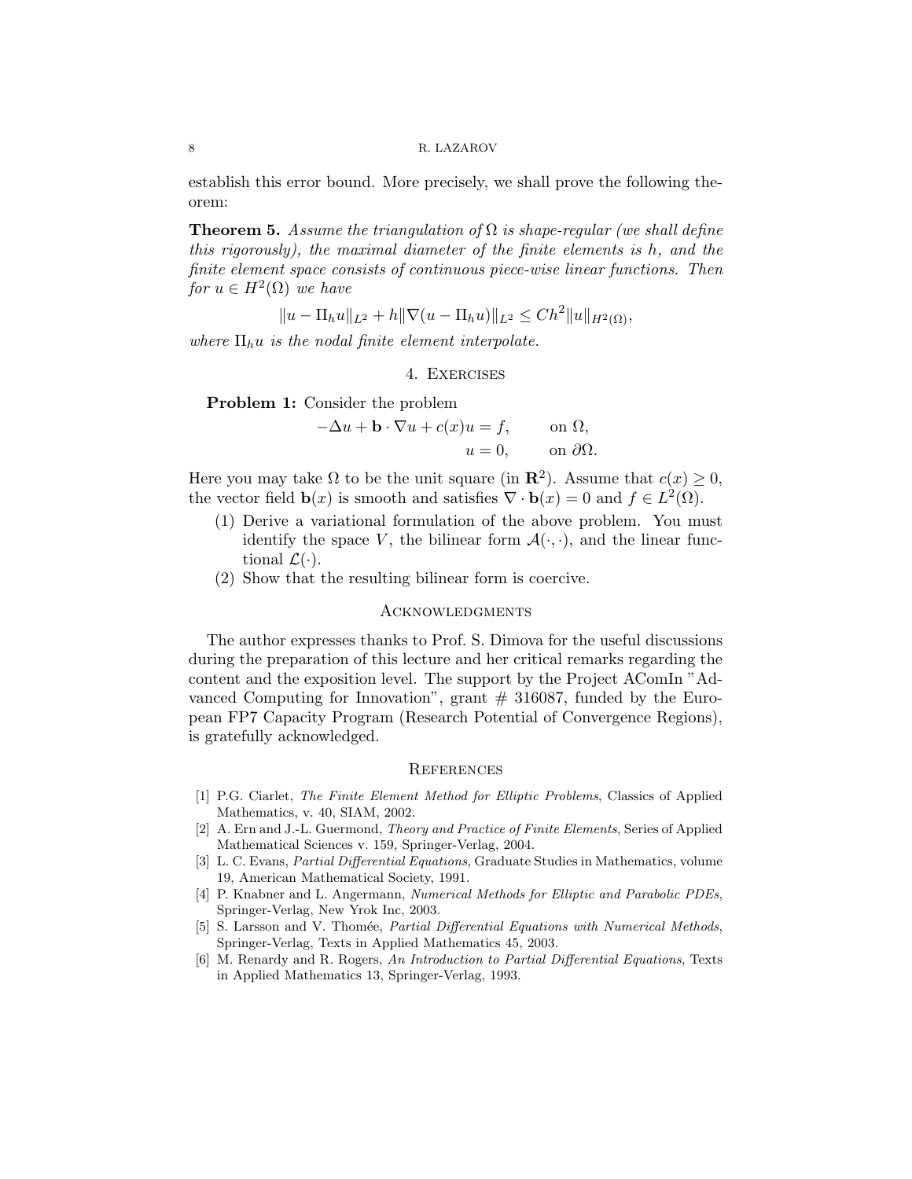establish this error bound. More precisely, we shall prove the following theorem:

**Theorem 5.** *Assume the triangulation of $\Omega$ is shape-regular (we shall define this rigorously), the maximal diameter of the finite elements is $h$, and the finite element space consists of continuous piece-wise linear functions. Then for $u \in H^2(\Omega)$ we have*

$$\|u - \Pi_h u\|_{L^2} + h\|\nabla(u - \Pi_h u)\|_{L^2} \leq Ch^2 \|u\|_{H^2(\Omega)},$$

*where $\Pi_h u$ is the nodal finite element interpolate.*

## 4. Exercises

**Problem 1:** Consider the problem

$$\begin{aligned} -\Delta u + \mathbf{b} \cdot \nabla u + c(x) u = f, \qquad & \text{on } \Omega, \\ u = 0, \qquad & \text{on } \partial\Omega. \end{aligned}$$

Here you may take $\Omega$ to be the unit square (in $\mathbf{R}^2$). Assume that $c(x) \geq 0$, the vector field $\mathbf{b}(x)$ is smooth and satisfies $\nabla \cdot \mathbf{b}(x) = 0$ and $f \in L^2(\Omega)$.

(1) Derive a variational formulation of the above problem. You must identify the space $V$, the bilinear form $\mathcal{A}(\cdot, \cdot)$, and the linear functional $\mathcal{L}(\cdot)$.
(2) Show that the resulting bilinear form is coercive.

## Acknowledgments

The author expresses thanks to Prof. S. Dimova for the useful discussions during the preparation of this lecture and her critical remarks regarding the content and the exposition level. The support by the Project AComIn "Advanced Computing for Innovation", grant # 316087, funded by the European FP7 Capacity Program (Research Potential of Convergence Regions), is gratefully acknowledged.

## References

[1] P.G. Ciarlet, *The Finite Element Method for Elliptic Problems*, Classics of Applied Mathematics, v. 40, SIAM, 2002.

[2] A. Ern and J.-L. Guermond, *Theory and Practice of Finite Elements*, Series of Applied Mathematical Sciences v. 159, Springer-Verlag, 2004.

[3] L. C. Evans, *Partial Differential Equations*, Graduate Studies in Mathematics, volume 19, American Mathematical Society, 1991.

[4] P. Knabner and L. Angermann, *Numerical Methods for Elliptic and Parabolic PDEs*, Springer-Verlag, New Yrok Inc, 2003.

[5] S. Larsson and V. Thomée, *Partial Differential Equations with Numerical Methods*, Springer-Verlag, Texts in Applied Mathematics 45, 2003.

[6] M. Renardy and R. Rogers, *An Introduction to Partial Differential Equations*, Texts in Applied Mathematics 13, Springer-Verlag, 1993.